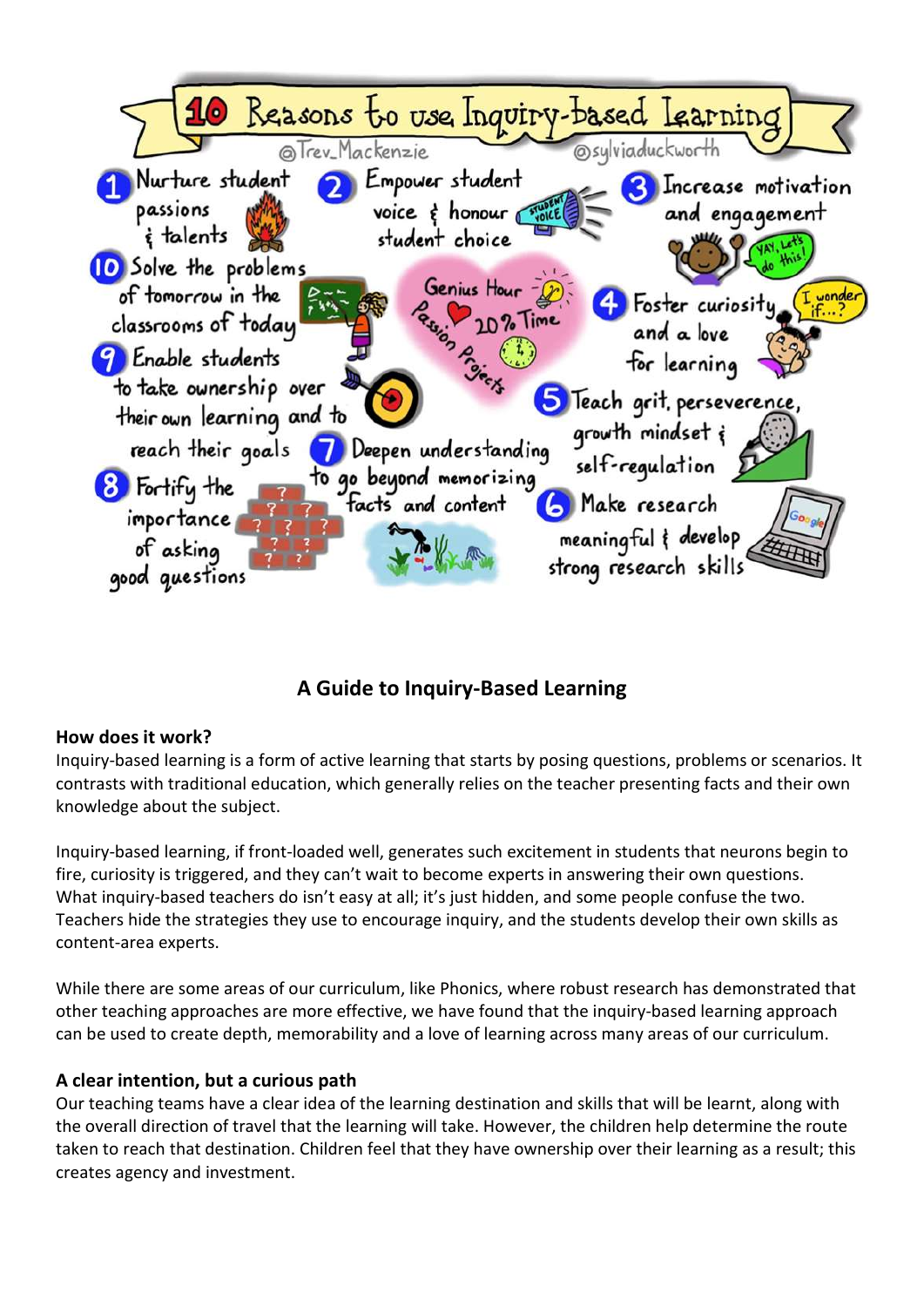# 10 Reasons to use Inquiry-based Learning

@Trev_Mackenzie @sylviaduckworth

1. Nurture student passions & talents
2. Empower student voice & honour student choice
3. Increase motivation and engagement
4. Foster curiosity and a love for learning
5. Teach grit, perseverence, growth mindset & self-regulation
6. Make research meaningful & develop strong research skills
7. Deepen understanding to go beyond memorizing facts and content
8. Fortify the importance of asking good questions
9. Enable students to take ownership over their own learning and to reach their goals
10. Solve the problems of tomorrow in the classrooms of today

Genius Hour, 20% Time, Passion Projects

## A Guide to Inquiry-Based Learning

### How does it work?

Inquiry-based learning is a form of active learning that starts by posing questions, problems or scenarios. It contrasts with traditional education, which generally relies on the teacher presenting facts and their own knowledge about the subject.

Inquiry-based learning, if front-loaded well, generates such excitement in students that neurons begin to fire, curiosity is triggered, and they can't wait to become experts in answering their own questions. What inquiry-based teachers do isn't easy at all; it's just hidden, and some people confuse the two. Teachers hide the strategies they use to encourage inquiry, and the students develop their own skills as content-area experts.

While there are some areas of our curriculum, like Phonics, where robust research has demonstrated that other teaching approaches are more effective, we have found that the inquiry-based learning approach can be used to create depth, memorability and a love of learning across many areas of our curriculum.

### A clear intention, but a curious path

Our teaching teams have a clear idea of the learning destination and skills that will be learnt, along with the overall direction of travel that the learning will take. However, the children help determine the route taken to reach that destination. Children feel that they have ownership over their learning as a result; this creates agency and investment.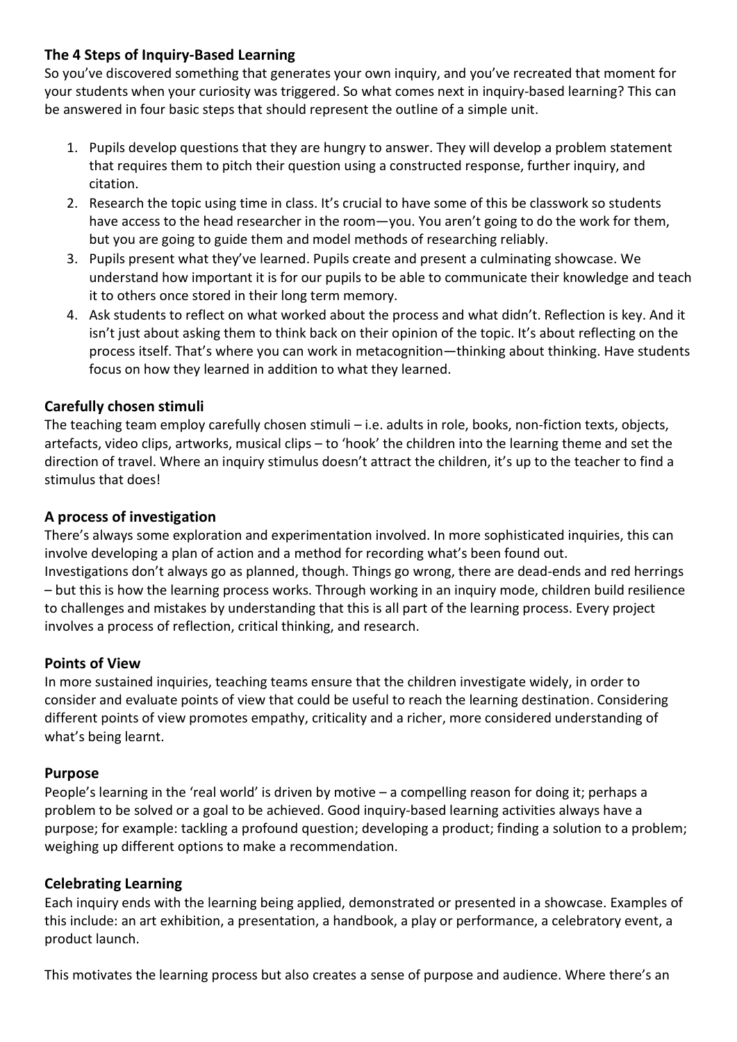## The 4 Steps of Inquiry-Based Learning

So you've discovered something that generates your own inquiry, and you've recreated that moment for your students when your curiosity was triggered. So what comes next in inquiry-based learning? This can be answered in four basic steps that should represent the outline of a simple unit.

1. Pupils develop questions that they are hungry to answer. They will develop a problem statement that requires them to pitch their question using a constructed response, further inquiry, and citation.
2. Research the topic using time in class. It's crucial to have some of this be classwork so students have access to the head researcher in the room—you. You aren't going to do the work for them, but you are going to guide them and model methods of researching reliably.
3. Pupils present what they've learned. Pupils create and present a culminating showcase. We understand how important it is for our pupils to be able to communicate their knowledge and teach it to others once stored in their long term memory.
4. Ask students to reflect on what worked about the process and what didn't. Reflection is key. And it isn't just about asking them to think back on their opinion of the topic. It's about reflecting on the process itself. That's where you can work in metacognition—thinking about thinking. Have students focus on how they learned in addition to what they learned.

## Carefully chosen stimuli

The teaching team employ carefully chosen stimuli – i.e. adults in role, books, non-fiction texts, objects, artefacts, video clips, artworks, musical clips – to 'hook' the children into the learning theme and set the direction of travel. Where an inquiry stimulus doesn't attract the children, it's up to the teacher to find a stimulus that does!

## A process of investigation

There's always some exploration and experimentation involved. In more sophisticated inquiries, this can involve developing a plan of action and a method for recording what's been found out.
Investigations don't always go as planned, though. Things go wrong, there are dead-ends and red herrings – but this is how the learning process works. Through working in an inquiry mode, children build resilience to challenges and mistakes by understanding that this is all part of the learning process. Every project involves a process of reflection, critical thinking, and research.

## Points of View

In more sustained inquiries, teaching teams ensure that the children investigate widely, in order to consider and evaluate points of view that could be useful to reach the learning destination. Considering different points of view promotes empathy, criticality and a richer, more considered understanding of what's being learnt.

## Purpose

People's learning in the 'real world' is driven by motive – a compelling reason for doing it; perhaps a problem to be solved or a goal to be achieved. Good inquiry-based learning activities always have a purpose; for example: tackling a profound question; developing a product; finding a solution to a problem; weighing up different options to make a recommendation.

## Celebrating Learning

Each inquiry ends with the learning being applied, demonstrated or presented in a showcase. Examples of this include: an art exhibition, a presentation, a handbook, a play or performance, a celebratory event, a product launch.

This motivates the learning process but also creates a sense of purpose and audience. Where there's an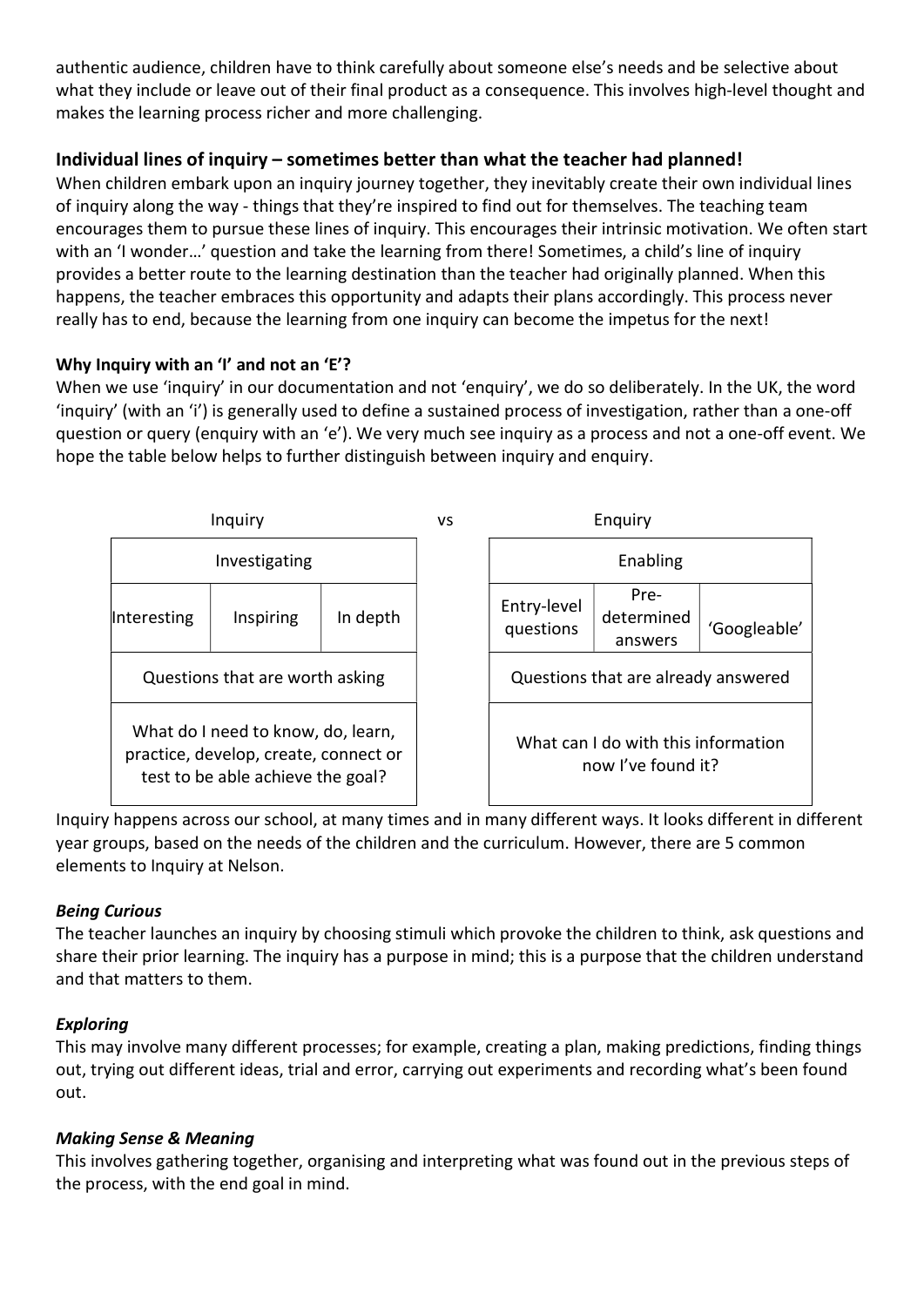authentic audience, children have to think carefully about someone else's needs and be selective about what they include or leave out of their final product as a consequence. This involves high-level thought and makes the learning process richer and more challenging.

### Individual lines of inquiry – sometimes better than what the teacher had planned!

When children embark upon an inquiry journey together, they inevitably create their own individual lines of inquiry along the way - things that they're inspired to find out for themselves. The teaching team encourages them to pursue these lines of inquiry. This encourages their intrinsic motivation. We often start with an 'I wonder…' question and take the learning from there! Sometimes, a child's line of inquiry provides a better route to the learning destination than the teacher had originally planned. When this happens, the teacher embraces this opportunity and adapts their plans accordingly. This process never really has to end, because the learning from one inquiry can become the impetus for the next!

#### Why Inquiry with an 'I' and not an 'E'?

When we use 'inquiry' in our documentation and not 'enquiry', we do so deliberately. In the UK, the word 'inquiry' (with an 'i') is generally used to define a sustained process of investigation, rather than a one-off question or query (enquiry with an 'e'). We very much see inquiry as a process and not a one-off event. We hope the table below helps to further distinguish between inquiry and enquiry.

Inquiry

| Investigating | | |
|---|---|---|
| Interesting | Inspiring | In depth |
| Questions that are worth asking | | |
| What do I need to know, do, learn, practice, develop, create, connect or test to be able achieve the goal? | | |

vs

Enquiry

| Enabling | | |
|---|---|---|
| Entry-level questions | Pre-determined answers | 'Googleable' |
| Questions that are already answered | | |
| What can I do with this information now I've found it? | | |

Inquiry happens across our school, at many times and in many different ways. It looks different in different year groups, based on the needs of the children and the curriculum. However, there are 5 common elements to Inquiry at Nelson.

#### *Being Curious*

The teacher launches an inquiry by choosing stimuli which provoke the children to think, ask questions and share their prior learning. The inquiry has a purpose in mind; this is a purpose that the children understand and that matters to them.

#### *Exploring*

This may involve many different processes; for example, creating a plan, making predictions, finding things out, trying out different ideas, trial and error, carrying out experiments and recording what's been found out.

#### *Making Sense & Meaning*

This involves gathering together, organising and interpreting what was found out in the previous steps of the process, with the end goal in mind.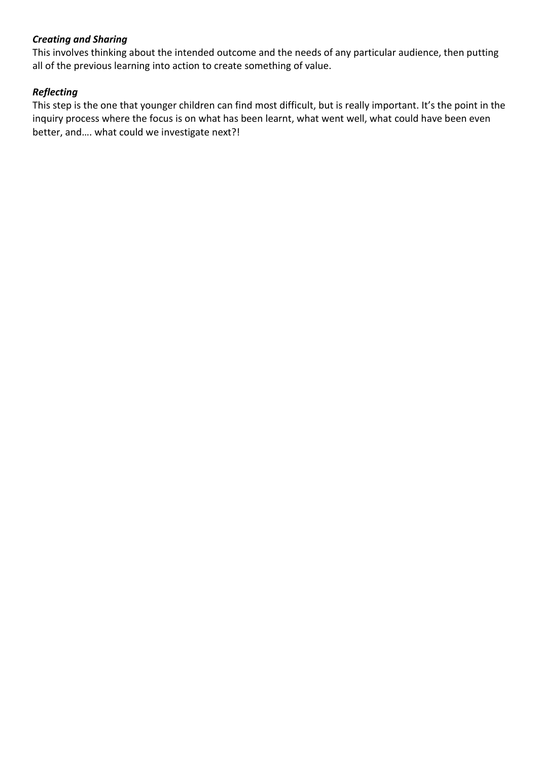***Creating and Sharing***

This involves thinking about the intended outcome and the needs of any particular audience, then putting all of the previous learning into action to create something of value.

***Reflecting***

This step is the one that younger children can find most difficult, but is really important. It's the point in the inquiry process where the focus is on what has been learnt, what went well, what could have been even better, and…. what could we investigate next?!